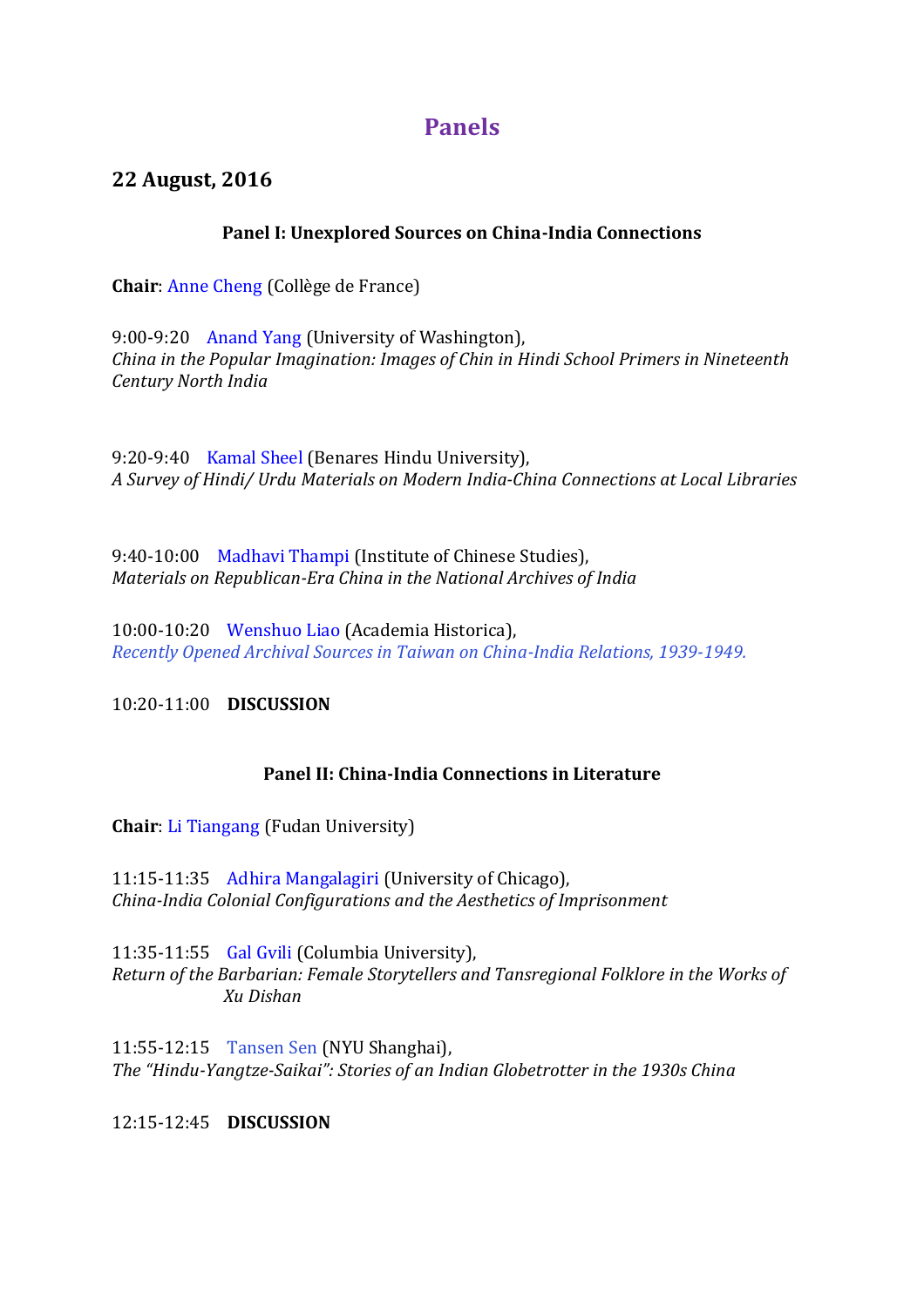# Panels

## 22 August, 2016

### Panel I: Unexplored Sources on China-India Connections

**Chair**: Anne Cheng (Collège de France)

9:00-9:20 Anand Yang (University of Washington),
*China in the Popular Imagination: Images of Chin in Hindi School Primers in Nineteenth Century North India*

9:20-9:40 Kamal Sheel (Benares Hindu University),
*A Survey of Hindi/ Urdu Materials on Modern India-China Connections at Local Libraries*

9:40-10:00 Madhavi Thampi (Institute of Chinese Studies),
*Materials on Republican-Era China in the National Archives of India*

10:00-10:20 Wenshuo Liao (Academia Historica),
*Recently Opened Archival Sources in Taiwan on China-India Relations, 1939-1949.*

10:20-11:00 **DISCUSSION**

### Panel II: China-India Connections in Literature

**Chair**: Li Tiangang (Fudan University)

11:15-11:35 Adhira Mangalagiri (University of Chicago),
*China-India Colonial Configurations and the Aesthetics of Imprisonment*

11:35-11:55 Gal Gvili (Columbia University),
*Return of the Barbarian: Female Storytellers and Tansregional Folklore in the Works of Xu Dishan*

11:55-12:15 Tansen Sen (NYU Shanghai),
*The "Hindu-Yangtze-Saikai": Stories of an Indian Globetrotter in the 1930s China*

12:15-12:45 **DISCUSSION**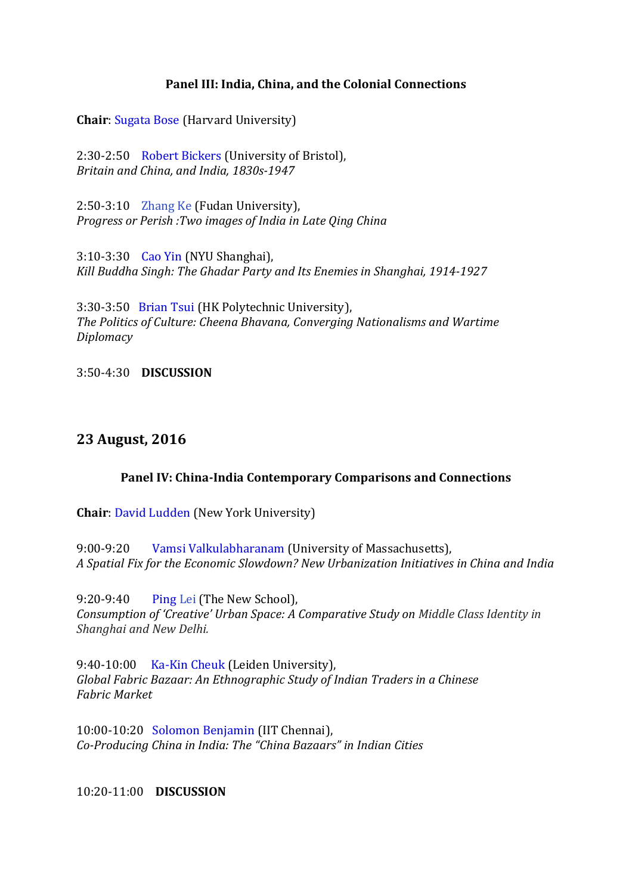### Panel III: India, China, and the Colonial Connections

**Chair**: Sugata Bose (Harvard University)

2:30-2:50 Robert Bickers (University of Bristol),
*Britain and China, and India, 1830s-1947*

2:50-3:10 Zhang Ke (Fudan University),
*Progress or Perish :Two images of India in Late Qing China*

3:10-3:30 Cao Yin (NYU Shanghai),
*Kill Buddha Singh: The Ghadar Party and Its Enemies in Shanghai, 1914-1927*

3:30-3:50 Brian Tsui (HK Polytechnic University),
*The Politics of Culture: Cheena Bhavana, Converging Nationalisms and Wartime Diplomacy*

3:50-4:30 **DISCUSSION**

## 23 August, 2016

### Panel IV: China-India Contemporary Comparisons and Connections

**Chair**: David Ludden (New York University)

9:00-9:20 Vamsi Valkulabharanam (University of Massachusetts),
*A Spatial Fix for the Economic Slowdown? New Urbanization Initiatives in China and India*

9:20-9:40 Ping Lei (The New School),
*Consumption of 'Creative' Urban Space: A Comparative Study on Middle Class Identity in Shanghai and New Delhi.*

9:40-10:00 Ka-Kin Cheuk (Leiden University),
*Global Fabric Bazaar: An Ethnographic Study of Indian Traders in a Chinese Fabric Market*

10:00-10:20 Solomon Benjamin (IIT Chennai),
*Co-Producing China in India: The "China Bazaars" in Indian Cities*

10:20-11:00 **DISCUSSION**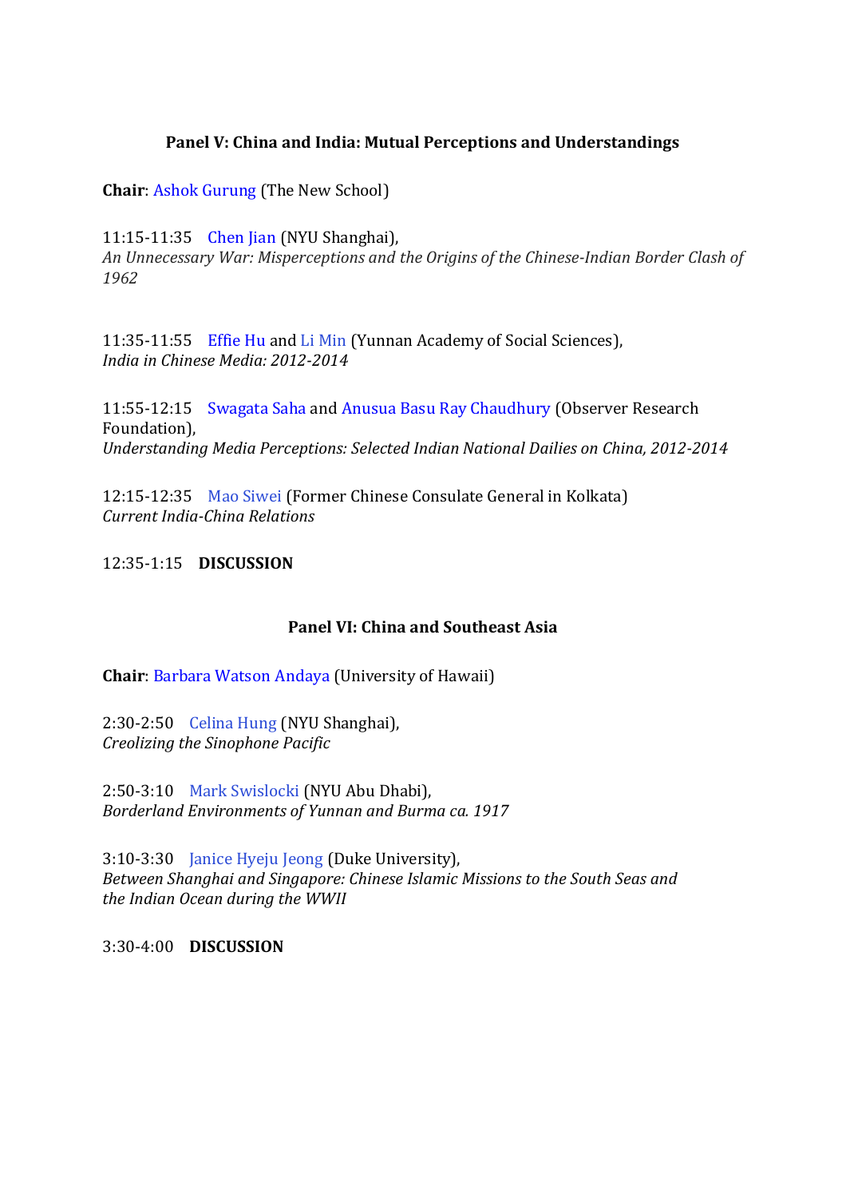### Panel V: China and India: Mutual Perceptions and Understandings

**Chair**: Ashok Gurung (The New School)

11:15-11:35 Chen Jian (NYU Shanghai),
*An Unnecessary War: Misperceptions and the Origins of the Chinese-Indian Border Clash of 1962*

11:35-11:55 Effie Hu and Li Min (Yunnan Academy of Social Sciences),
*India in Chinese Media: 2012-2014*

11:55-12:15 Swagata Saha and Anusua Basu Ray Chaudhury (Observer Research Foundation),
*Understanding Media Perceptions: Selected Indian National Dailies on China, 2012-2014*

12:15-12:35 Mao Siwei (Former Chinese Consulate General in Kolkata)
*Current India-China Relations*

12:35-1:15 **DISCUSSION**

### Panel VI: China and Southeast Asia

**Chair**: Barbara Watson Andaya (University of Hawaii)

2:30-2:50 Celina Hung (NYU Shanghai),
*Creolizing the Sinophone Pacific*

2:50-3:10 Mark Swislocki (NYU Abu Dhabi),
*Borderland Environments of Yunnan and Burma ca. 1917*

3:10-3:30 Janice Hyeju Jeong (Duke University),
*Between Shanghai and Singapore: Chinese Islamic Missions to the South Seas and the Indian Ocean during the WWII*

3:30-4:00 **DISCUSSION**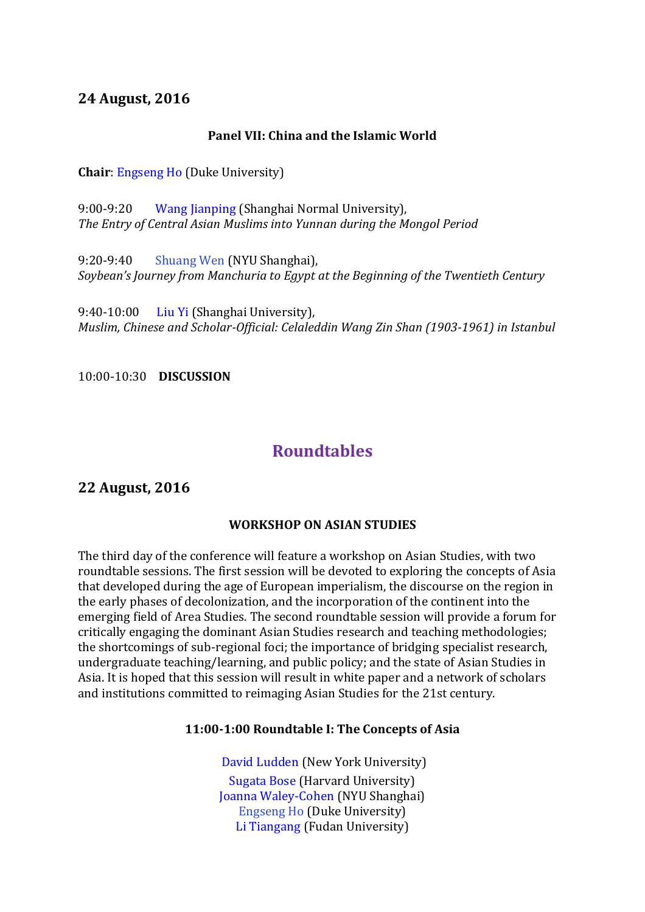## 24 August, 2016

**Panel VII: China and the Islamic World**

**Chair**: Engseng Ho (Duke University)

9:00-9:20 Wang Jianping (Shanghai Normal University),
*The Entry of Central Asian Muslims into Yunnan during the Mongol Period*

9:20-9:40 Shuang Wen (NYU Shanghai),
*Soybean's Journey from Manchuria to Egypt at the Beginning of the Twentieth Century*

9:40-10:00 Liu Yi (Shanghai University),
*Muslim, Chinese and Scholar-Official: Celaleddin Wang Zin Shan (1903-1961) in Istanbul*

10:00-10:30 **DISCUSSION**

# Roundtables

## 22 August, 2016

**WORKSHOP ON ASIAN STUDIES**

The third day of the conference will feature a workshop on Asian Studies, with two roundtable sessions. The first session will be devoted to exploring the concepts of Asia that developed during the age of European imperialism, the discourse on the region in the early phases of decolonization, and the incorporation of the continent into the emerging field of Area Studies. The second roundtable session will provide a forum for critically engaging the dominant Asian Studies research and teaching methodologies; the shortcomings of sub-regional foci; the importance of bridging specialist research, undergraduate teaching/learning, and public policy; and the state of Asian Studies in Asia. It is hoped that this session will result in white paper and a network of scholars and institutions committed to reimaging Asian Studies for the 21st century.

**11:00-1:00 Roundtable I: The Concepts of Asia**

David Ludden (New York University)
Sugata Bose (Harvard University)
Joanna Waley-Cohen (NYU Shanghai)
Engseng Ho (Duke University)
Li Tiangang (Fudan University)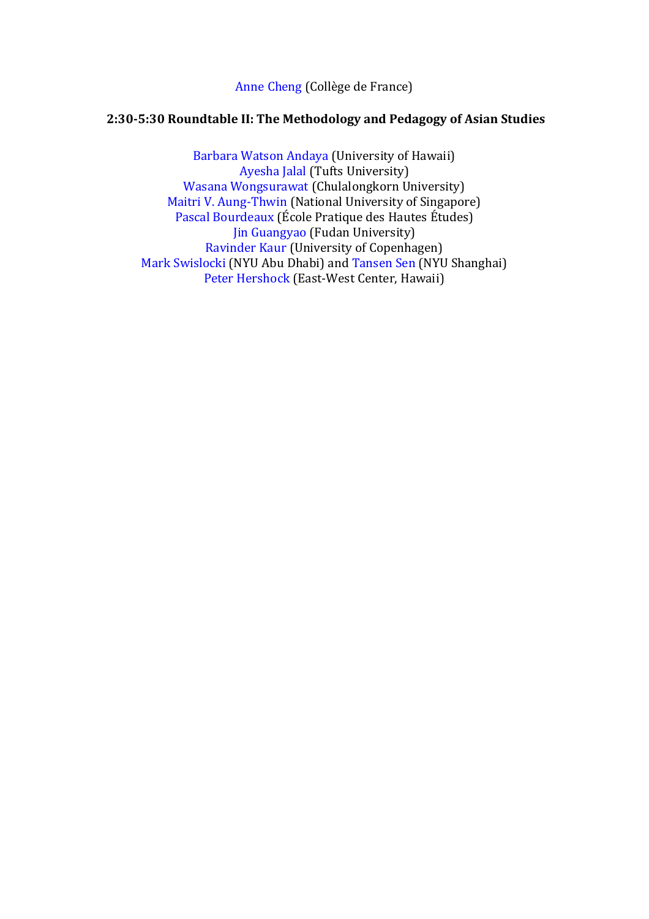Anne Cheng (Collège de France)

**2:30-5:30 Roundtable II: The Methodology and Pedagogy of Asian Studies**

Barbara Watson Andaya (University of Hawaii)
Ayesha Jalal (Tufts University)
Wasana Wongsurawat (Chulalongkorn University)
Maitri V. Aung-Thwin (National University of Singapore)
Pascal Bourdeaux (École Pratique des Hautes Études)
Jin Guangyao (Fudan University)
Ravinder Kaur (University of Copenhagen)
Mark Swislocki (NYU Abu Dhabi) and Tansen Sen (NYU Shanghai)
Peter Hershock (East-West Center, Hawaii)